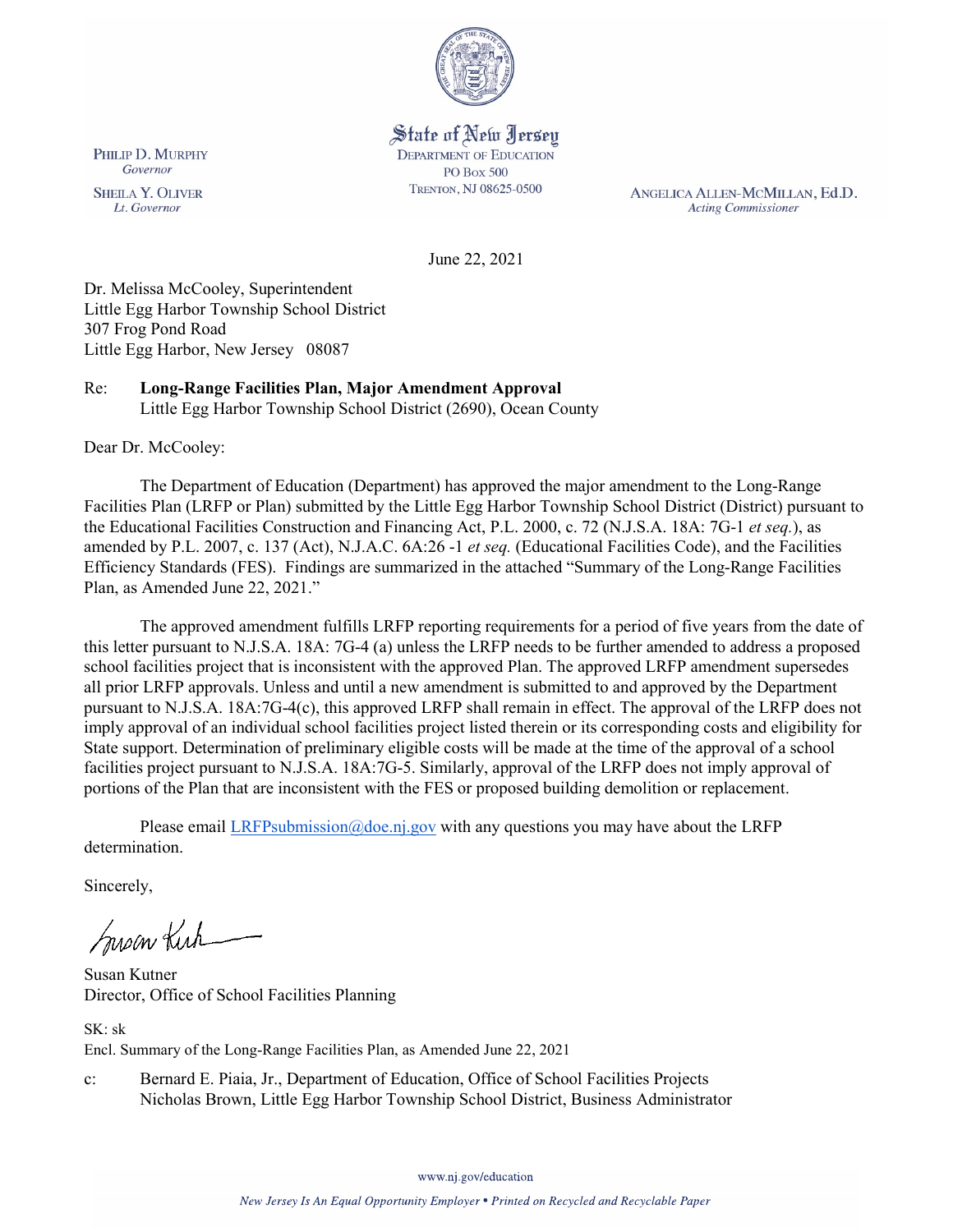State of New Jersey
DEPARTMENT OF EDUCATION
PO BOX 500
TRENTON, NJ 08625-0500

PHILIP D. MURPHY
*Governor*

SHEILA Y. OLIVER
*Lt. Governor*

ANGELICA ALLEN-MCMILLAN, Ed.D.
*Acting Commissioner*

June 22, 2021

Dr. Melissa McCooley, Superintendent
Little Egg Harbor Township School District
307 Frog Pond Road
Little Egg Harbor, New Jersey 08087

Re: **Long-Range Facilities Plan, Major Amendment Approval**
Little Egg Harbor Township School District (2690), Ocean County

Dear Dr. McCooley:

The Department of Education (Department) has approved the major amendment to the Long-Range Facilities Plan (LRFP or Plan) submitted by the Little Egg Harbor Township School District (District) pursuant to the Educational Facilities Construction and Financing Act, P.L. 2000, c. 72 (N.J.S.A. 18A: 7G-1 *et seq.*), as amended by P.L. 2007, c. 137 (Act), N.J.A.C. 6A:26 -1 *et seq.* (Educational Facilities Code), and the Facilities Efficiency Standards (FES). Findings are summarized in the attached "Summary of the Long-Range Facilities Plan, as Amended June 22, 2021."

The approved amendment fulfills LRFP reporting requirements for a period of five years from the date of this letter pursuant to N.J.S.A. 18A: 7G-4 (a) unless the LRFP needs to be further amended to address a proposed school facilities project that is inconsistent with the approved Plan. The approved LRFP amendment supersedes all prior LRFP approvals. Unless and until a new amendment is submitted to and approved by the Department pursuant to N.J.S.A. 18A:7G-4(c), this approved LRFP shall remain in effect. The approval of the LRFP does not imply approval of an individual school facilities project listed therein or its corresponding costs and eligibility for State support. Determination of preliminary eligible costs will be made at the time of the approval of a school facilities project pursuant to N.J.S.A. 18A:7G-5. Similarly, approval of the LRFP does not imply approval of portions of the Plan that are inconsistent with the FES or proposed building demolition or replacement.

Please email LRFPsubmission@doe.nj.gov with any questions you may have about the LRFP determination.

Sincerely,

Susan Kutner
Director, Office of School Facilities Planning

SK: sk
Encl. Summary of the Long-Range Facilities Plan, as Amended June 22, 2021

c: Bernard E. Piaia, Jr., Department of Education, Office of School Facilities Projects
Nicholas Brown, Little Egg Harbor Township School District, Business Administrator

www.nj.gov/education

*New Jersey Is An Equal Opportunity Employer • Printed on Recycled and Recyclable Paper*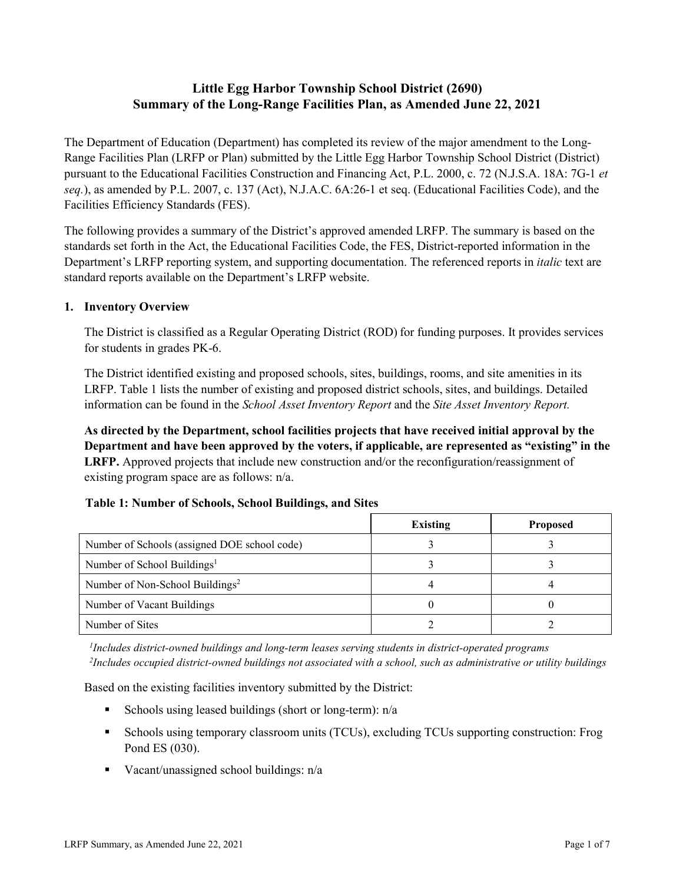# Little Egg Harbor Township School District (2690)
# Summary of the Long-Range Facilities Plan, as Amended June 22, 2021

The Department of Education (Department) has completed its review of the major amendment to the Long-Range Facilities Plan (LRFP or Plan) submitted by the Little Egg Harbor Township School District (District) pursuant to the Educational Facilities Construction and Financing Act, P.L. 2000, c. 72 (N.J.S.A. 18A: 7G-1 *et seq.*), as amended by P.L. 2007, c. 137 (Act), N.J.A.C. 6A:26-1 et seq. (Educational Facilities Code), and the Facilities Efficiency Standards (FES).

The following provides a summary of the District's approved amended LRFP. The summary is based on the standards set forth in the Act, the Educational Facilities Code, the FES, District-reported information in the Department's LRFP reporting system, and supporting documentation. The referenced reports in *italic* text are standard reports available on the Department's LRFP website.

## 1. Inventory Overview

The District is classified as a Regular Operating District (ROD) for funding purposes. It provides services for students in grades PK-6.

The District identified existing and proposed schools, sites, buildings, rooms, and site amenities in its LRFP. Table 1 lists the number of existing and proposed district schools, sites, and buildings. Detailed information can be found in the *School Asset Inventory Report* and the *Site Asset Inventory Report.*

**As directed by the Department, school facilities projects that have received initial approval by the Department and have been approved by the voters, if applicable, are represented as "existing" in the LRFP.** Approved projects that include new construction and/or the reconfiguration/reassignment of existing program space are as follows: n/a.

**Table 1: Number of Schools, School Buildings, and Sites**

| | Existing | Proposed |
|---|---|---|
| Number of Schools (assigned DOE school code) | 3 | 3 |
| Number of School Buildings[1] | 3 | 3 |
| Number of Non-School Buildings[2] | 4 | 4 |
| Number of Vacant Buildings | 0 | 0 |
| Number of Sites | 2 | 2 |

*[1]Includes district-owned buildings and long-term leases serving students in district-operated programs*
*[2]Includes occupied district-owned buildings not associated with a school, such as administrative or utility buildings*

Based on the existing facilities inventory submitted by the District:

- Schools using leased buildings (short or long-term): n/a
- Schools using temporary classroom units (TCUs), excluding TCUs supporting construction: Frog Pond ES (030).
- Vacant/unassigned school buildings: n/a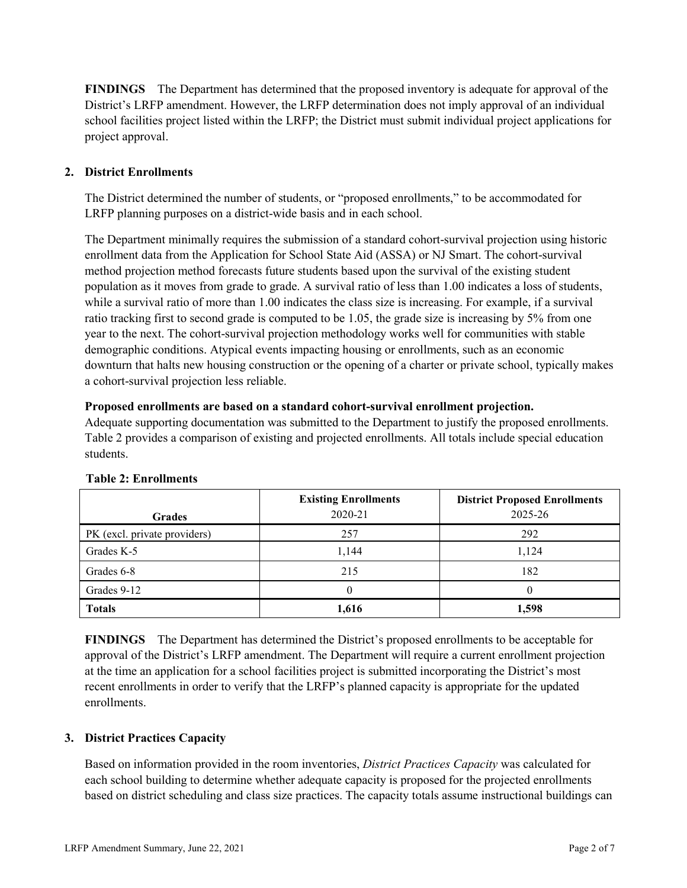**FINDINGS** The Department has determined that the proposed inventory is adequate for approval of the District's LRFP amendment. However, the LRFP determination does not imply approval of an individual school facilities project listed within the LRFP; the District must submit individual project applications for project approval.

## 2. District Enrollments

The District determined the number of students, or "proposed enrollments," to be accommodated for LRFP planning purposes on a district-wide basis and in each school.

The Department minimally requires the submission of a standard cohort-survival projection using historic enrollment data from the Application for School State Aid (ASSA) or NJ Smart. The cohort-survival method projection method forecasts future students based upon the survival of the existing student population as it moves from grade to grade. A survival ratio of less than 1.00 indicates a loss of students, while a survival ratio of more than 1.00 indicates the class size is increasing. For example, if a survival ratio tracking first to second grade is computed to be 1.05, the grade size is increasing by 5% from one year to the next. The cohort-survival projection methodology works well for communities with stable demographic conditions. Atypical events impacting housing or enrollments, such as an economic downturn that halts new housing construction or the opening of a charter or private school, typically makes a cohort-survival projection less reliable.

**Proposed enrollments are based on a standard cohort-survival enrollment projection.**

Adequate supporting documentation was submitted to the Department to justify the proposed enrollments. Table 2 provides a comparison of existing and projected enrollments. All totals include special education students.

**Table 2: Enrollments**

| Grades | Existing Enrollments 2020-21 | District Proposed Enrollments 2025-26 |
|---|---|---|
| PK (excl. private providers) | 257 | 292 |
| Grades K-5 | 1,144 | 1,124 |
| Grades 6-8 | 215 | 182 |
| Grades 9-12 | 0 | 0 |
| **Totals** | **1,616** | **1,598** |

**FINDINGS** The Department has determined the District's proposed enrollments to be acceptable for approval of the District's LRFP amendment. The Department will require a current enrollment projection at the time an application for a school facilities project is submitted incorporating the District's most recent enrollments in order to verify that the LRFP's planned capacity is appropriate for the updated enrollments.

## 3. District Practices Capacity

Based on information provided in the room inventories, *District Practices Capacity* was calculated for each school building to determine whether adequate capacity is proposed for the projected enrollments based on district scheduling and class size practices. The capacity totals assume instructional buildings can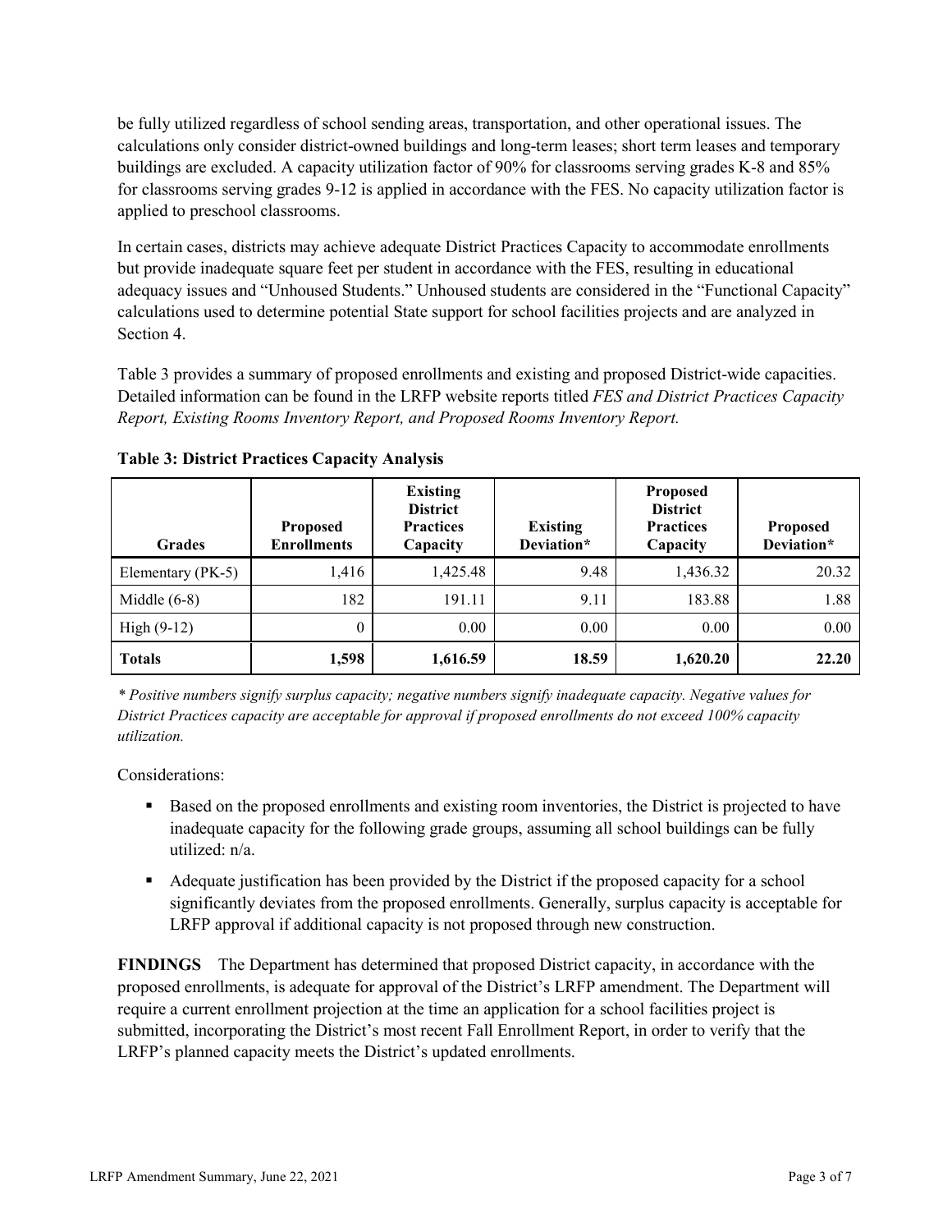be fully utilized regardless of school sending areas, transportation, and other operational issues. The calculations only consider district-owned buildings and long-term leases; short term leases and temporary buildings are excluded. A capacity utilization factor of 90% for classrooms serving grades K-8 and 85% for classrooms serving grades 9-12 is applied in accordance with the FES. No capacity utilization factor is applied to preschool classrooms.

In certain cases, districts may achieve adequate District Practices Capacity to accommodate enrollments but provide inadequate square feet per student in accordance with the FES, resulting in educational adequacy issues and "Unhoused Students." Unhoused students are considered in the "Functional Capacity" calculations used to determine potential State support for school facilities projects and are analyzed in Section 4.

Table 3 provides a summary of proposed enrollments and existing and proposed District-wide capacities. Detailed information can be found in the LRFP website reports titled *FES and District Practices Capacity Report, Existing Rooms Inventory Report, and Proposed Rooms Inventory Report.*

**Table 3: District Practices Capacity Analysis**

| Grades | Proposed Enrollments | Existing District Practices Capacity | Existing Deviation* | Proposed District Practices Capacity | Proposed Deviation* |
|---|---|---|---|---|---|
| Elementary (PK-5) | 1,416 | 1,425.48 | 9.48 | 1,436.32 | 20.32 |
| Middle (6-8) | 182 | 191.11 | 9.11 | 183.88 | 1.88 |
| High (9-12) | 0 | 0.00 | 0.00 | 0.00 | 0.00 |
| **Totals** | **1,598** | **1,616.59** | **18.59** | **1,620.20** | **22.20** |

*\* Positive numbers signify surplus capacity; negative numbers signify inadequate capacity. Negative values for District Practices capacity are acceptable for approval if proposed enrollments do not exceed 100% capacity utilization.*

Considerations:

- Based on the proposed enrollments and existing room inventories, the District is projected to have inadequate capacity for the following grade groups, assuming all school buildings can be fully utilized: n/a.
- Adequate justification has been provided by the District if the proposed capacity for a school significantly deviates from the proposed enrollments. Generally, surplus capacity is acceptable for LRFP approval if additional capacity is not proposed through new construction.

**FINDINGS** The Department has determined that proposed District capacity, in accordance with the proposed enrollments, is adequate for approval of the District's LRFP amendment. The Department will require a current enrollment projection at the time an application for a school facilities project is submitted, incorporating the District's most recent Fall Enrollment Report, in order to verify that the LRFP's planned capacity meets the District's updated enrollments.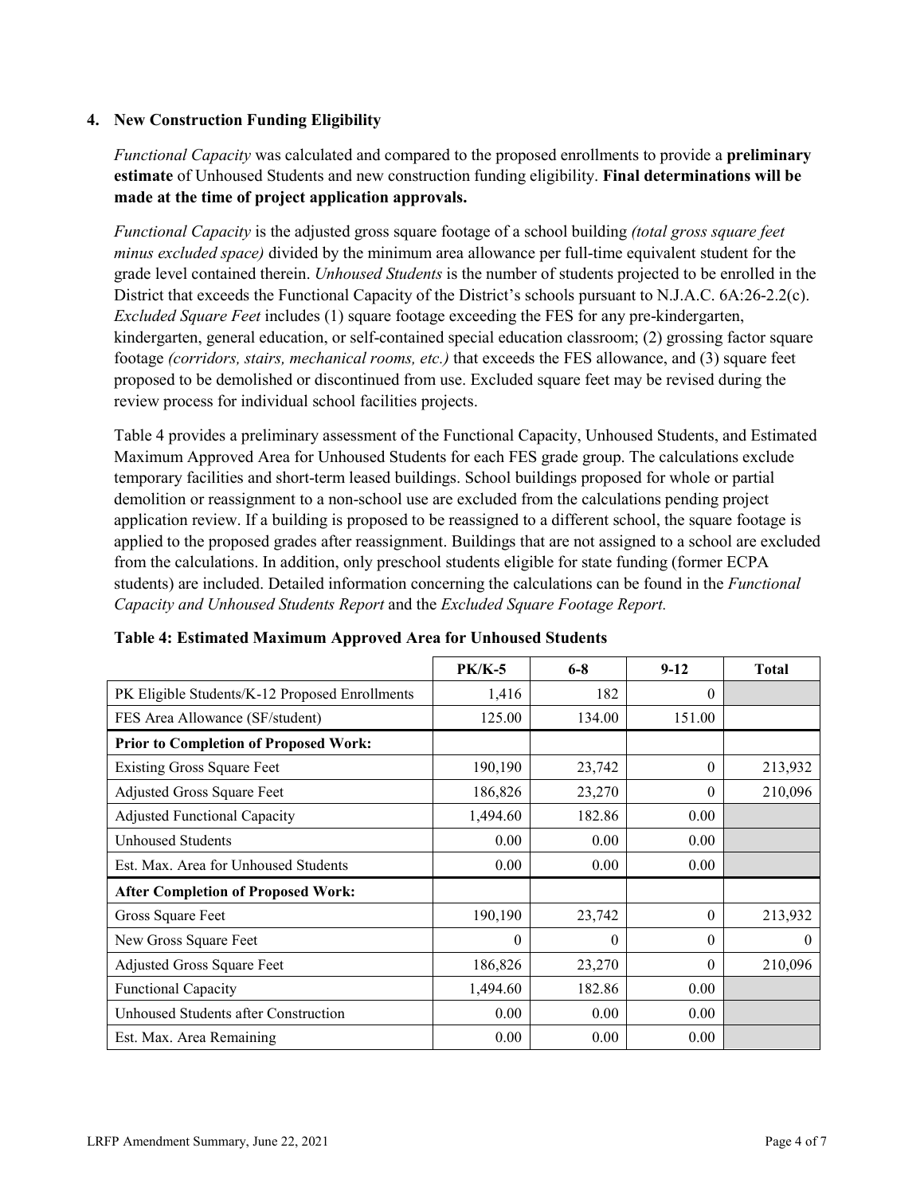## 4. New Construction Funding Eligibility

*Functional Capacity* was calculated and compared to the proposed enrollments to provide a **preliminary estimate** of Unhoused Students and new construction funding eligibility. **Final determinations will be made at the time of project application approvals.**

*Functional Capacity* is the adjusted gross square footage of a school building *(total gross square feet minus excluded space)* divided by the minimum area allowance per full-time equivalent student for the grade level contained therein. *Unhoused Students* is the number of students projected to be enrolled in the District that exceeds the Functional Capacity of the District's schools pursuant to N.J.A.C. 6A:26-2.2(c). *Excluded Square Feet* includes (1) square footage exceeding the FES for any pre-kindergarten, kindergarten, general education, or self-contained special education classroom; (2) grossing factor square footage *(corridors, stairs, mechanical rooms, etc.)* that exceeds the FES allowance, and (3) square feet proposed to be demolished or discontinued from use. Excluded square feet may be revised during the review process for individual school facilities projects.

Table 4 provides a preliminary assessment of the Functional Capacity, Unhoused Students, and Estimated Maximum Approved Area for Unhoused Students for each FES grade group. The calculations exclude temporary facilities and short-term leased buildings. School buildings proposed for whole or partial demolition or reassignment to a non-school use are excluded from the calculations pending project application review. If a building is proposed to be reassigned to a different school, the square footage is applied to the proposed grades after reassignment. Buildings that are not assigned to a school are excluded from the calculations. In addition, only preschool students eligible for state funding (former ECPA students) are included. Detailed information concerning the calculations can be found in the *Functional Capacity and Unhoused Students Report* and the *Excluded Square Footage Report.*

**Table 4: Estimated Maximum Approved Area for Unhoused Students**

| | PK/K-5 | 6-8 | 9-12 | Total |
|---|---|---|---|---|
| PK Eligible Students/K-12 Proposed Enrollments | 1,416 | 182 | 0 | |
| FES Area Allowance (SF/student) | 125.00 | 134.00 | 151.00 | |
| **Prior to Completion of Proposed Work:** | | | | |
| Existing Gross Square Feet | 190,190 | 23,742 | 0 | 213,932 |
| Adjusted Gross Square Feet | 186,826 | 23,270 | 0 | 210,096 |
| Adjusted Functional Capacity | 1,494.60 | 182.86 | 0.00 | |
| Unhoused Students | 0.00 | 0.00 | 0.00 | |
| Est. Max. Area for Unhoused Students | 0.00 | 0.00 | 0.00 | |
| **After Completion of Proposed Work:** | | | | |
| Gross Square Feet | 190,190 | 23,742 | 0 | 213,932 |
| New Gross Square Feet | 0 | 0 | 0 | 0 |
| Adjusted Gross Square Feet | 186,826 | 23,270 | 0 | 210,096 |
| Functional Capacity | 1,494.60 | 182.86 | 0.00 | |
| Unhoused Students after Construction | 0.00 | 0.00 | 0.00 | |
| Est. Max. Area Remaining | 0.00 | 0.00 | 0.00 | |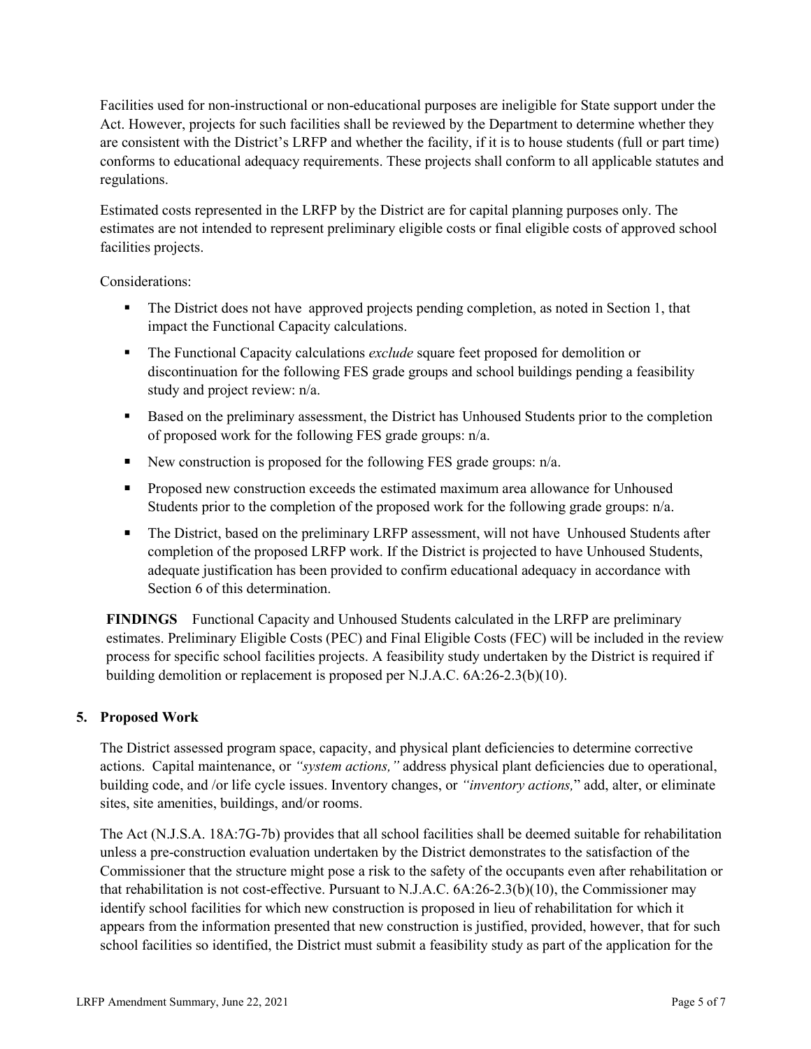Facilities used for non-instructional or non-educational purposes are ineligible for State support under the Act. However, projects for such facilities shall be reviewed by the Department to determine whether they are consistent with the District's LRFP and whether the facility, if it is to house students (full or part time) conforms to educational adequacy requirements. These projects shall conform to all applicable statutes and regulations.

Estimated costs represented in the LRFP by the District are for capital planning purposes only. The estimates are not intended to represent preliminary eligible costs or final eligible costs of approved school facilities projects.

Considerations:

- The District does not have approved projects pending completion, as noted in Section 1, that impact the Functional Capacity calculations.
- The Functional Capacity calculations *exclude* square feet proposed for demolition or discontinuation for the following FES grade groups and school buildings pending a feasibility study and project review: n/a.
- Based on the preliminary assessment, the District has Unhoused Students prior to the completion of proposed work for the following FES grade groups: n/a.
- New construction is proposed for the following FES grade groups: n/a.
- Proposed new construction exceeds the estimated maximum area allowance for Unhoused Students prior to the completion of the proposed work for the following grade groups: n/a.
- The District, based on the preliminary LRFP assessment, will not have Unhoused Students after completion of the proposed LRFP work. If the District is projected to have Unhoused Students, adequate justification has been provided to confirm educational adequacy in accordance with Section 6 of this determination.

**FINDINGS** Functional Capacity and Unhoused Students calculated in the LRFP are preliminary estimates. Preliminary Eligible Costs (PEC) and Final Eligible Costs (FEC) will be included in the review process for specific school facilities projects. A feasibility study undertaken by the District is required if building demolition or replacement is proposed per N.J.A.C. 6A:26-2.3(b)(10).

## 5. Proposed Work

The District assessed program space, capacity, and physical plant deficiencies to determine corrective actions. Capital maintenance, or *"system actions,"* address physical plant deficiencies due to operational, building code, and /or life cycle issues. Inventory changes, or *"inventory actions,"* add, alter, or eliminate sites, site amenities, buildings, and/or rooms.

The Act (N.J.S.A. 18A:7G-7b) provides that all school facilities shall be deemed suitable for rehabilitation unless a pre-construction evaluation undertaken by the District demonstrates to the satisfaction of the Commissioner that the structure might pose a risk to the safety of the occupants even after rehabilitation or that rehabilitation is not cost-effective. Pursuant to N.J.A.C. 6A:26-2.3(b)(10), the Commissioner may identify school facilities for which new construction is proposed in lieu of rehabilitation for which it appears from the information presented that new construction is justified, provided, however, that for such school facilities so identified, the District must submit a feasibility study as part of the application for the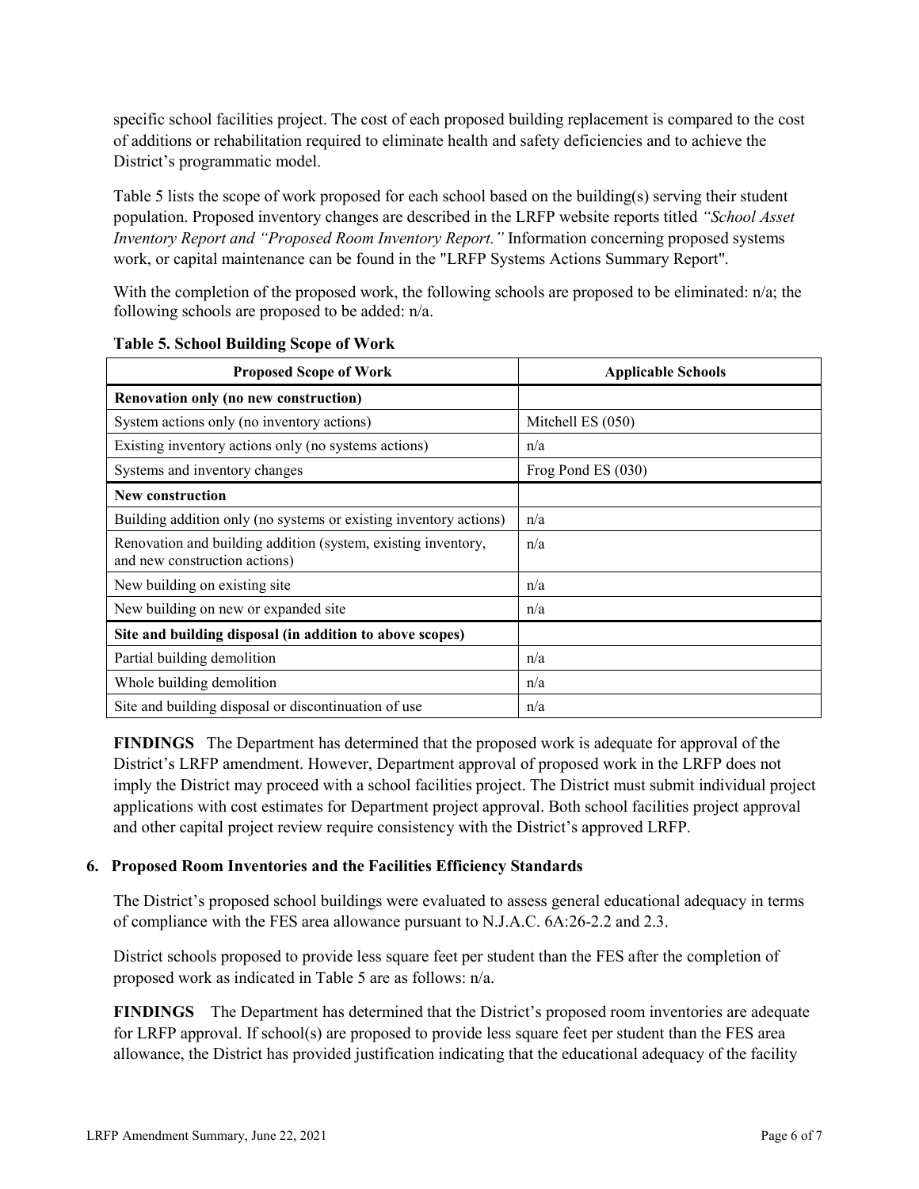specific school facilities project. The cost of each proposed building replacement is compared to the cost of additions or rehabilitation required to eliminate health and safety deficiencies and to achieve the District's programmatic model.

Table 5 lists the scope of work proposed for each school based on the building(s) serving their student population. Proposed inventory changes are described in the LRFP website reports titled *"School Asset Inventory Report and "Proposed Room Inventory Report."* Information concerning proposed systems work, or capital maintenance can be found in the "LRFP Systems Actions Summary Report".

With the completion of the proposed work, the following schools are proposed to be eliminated: n/a; the following schools are proposed to be added: n/a.

**Table 5. School Building Scope of Work**

| Proposed Scope of Work | Applicable Schools |
|---|---|
| **Renovation only (no new construction)** | |
| System actions only (no inventory actions) | Mitchell ES (050) |
| Existing inventory actions only (no systems actions) | n/a |
| Systems and inventory changes | Frog Pond ES (030) |
| **New construction** | |
| Building addition only (no systems or existing inventory actions) | n/a |
| Renovation and building addition (system, existing inventory, and new construction actions) | n/a |
| New building on existing site | n/a |
| New building on new or expanded site | n/a |
| **Site and building disposal (in addition to above scopes)** | |
| Partial building demolition | n/a |
| Whole building demolition | n/a |
| Site and building disposal or discontinuation of use | n/a |

**FINDINGS** The Department has determined that the proposed work is adequate for approval of the District's LRFP amendment. However, Department approval of proposed work in the LRFP does not imply the District may proceed with a school facilities project. The District must submit individual project applications with cost estimates for Department project approval. Both school facilities project approval and other capital project review require consistency with the District's approved LRFP.

## 6. Proposed Room Inventories and the Facilities Efficiency Standards

The District's proposed school buildings were evaluated to assess general educational adequacy in terms of compliance with the FES area allowance pursuant to N.J.A.C. 6A:26-2.2 and 2.3.

District schools proposed to provide less square feet per student than the FES after the completion of proposed work as indicated in Table 5 are as follows: n/a.

**FINDINGS** The Department has determined that the District's proposed room inventories are adequate for LRFP approval. If school(s) are proposed to provide less square feet per student than the FES area allowance, the District has provided justification indicating that the educational adequacy of the facility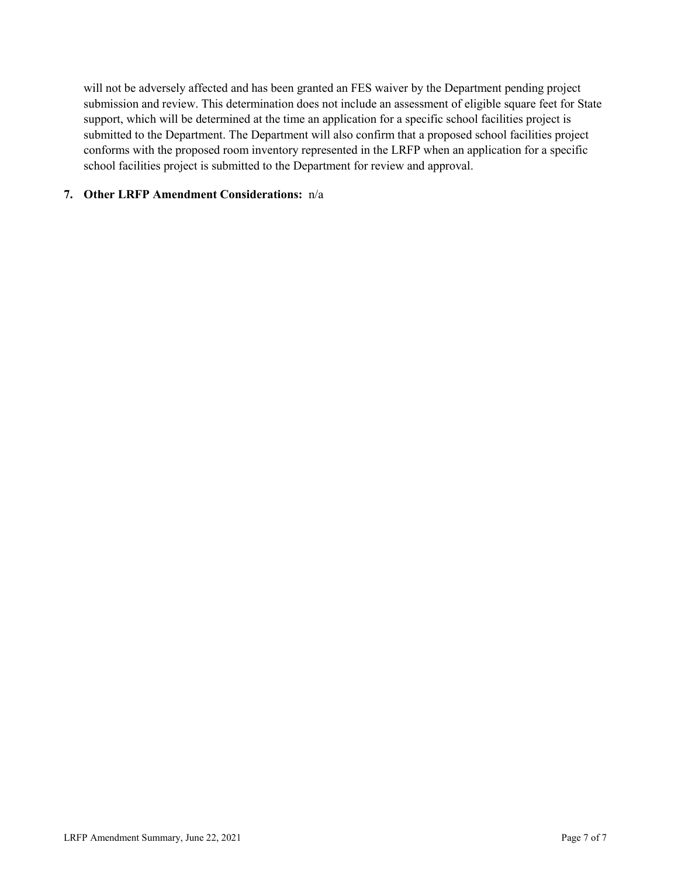will not be adversely affected and has been granted an FES waiver by the Department pending project submission and review. This determination does not include an assessment of eligible square feet for State support, which will be determined at the time an application for a specific school facilities project is submitted to the Department. The Department will also confirm that a proposed school facilities project conforms with the proposed room inventory represented in the LRFP when an application for a specific school facilities project is submitted to the Department for review and approval.

7. **Other LRFP Amendment Considerations:** n/a